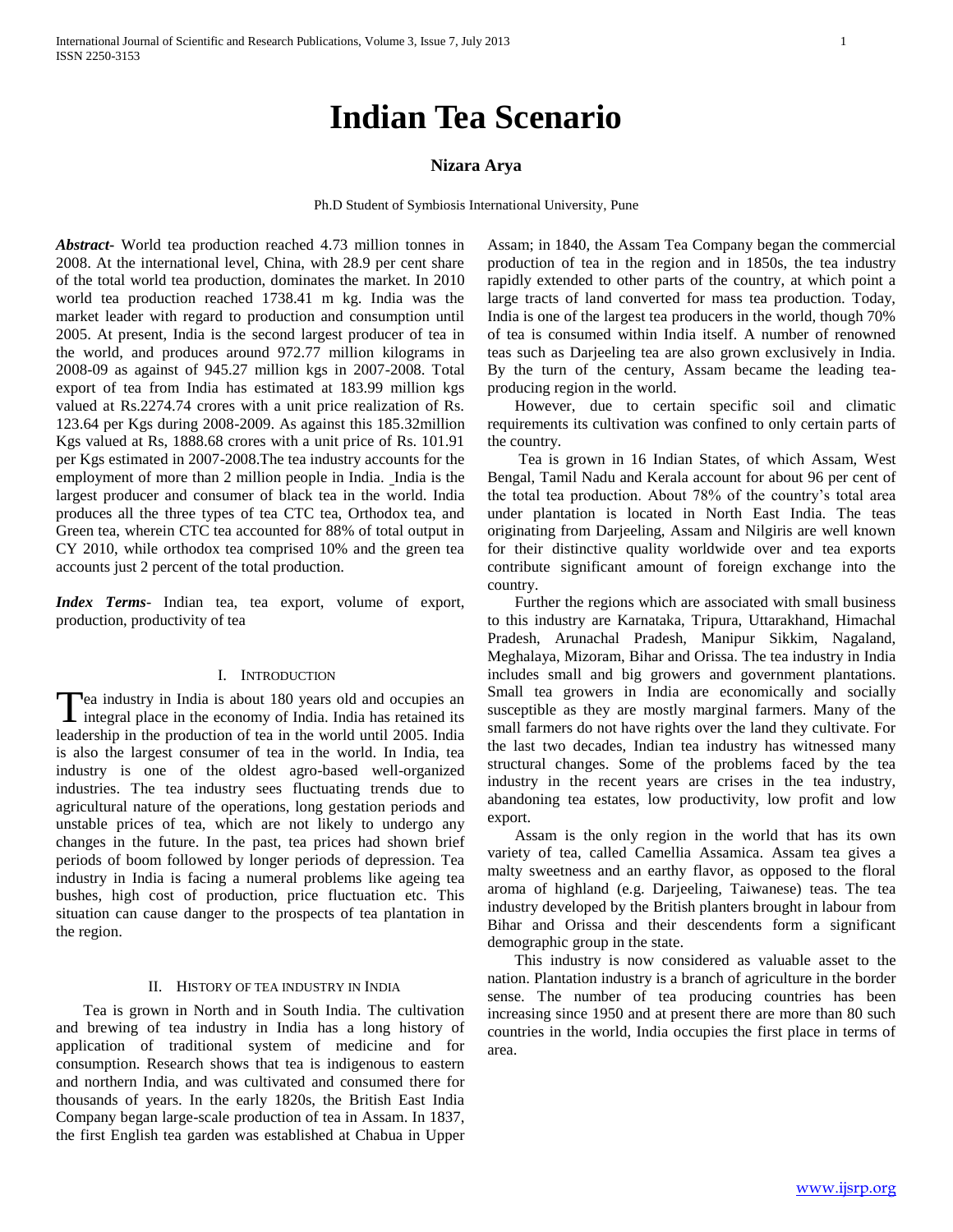// Indian Tea Scenario

# Indian Tea Scenario

**Nizara Arya**

Ph.D Student of Symbiosis International University, Pune

***Abstract***- World tea production reached 4.73 million tonnes in 2008. At the international level, China, with 28.9 per cent share of the total world tea production, dominates the market. In 2010 world tea production reached 1738.41 m kg. India was the market leader with regard to production and consumption until 2005. At present, India is the second largest producer of tea in the world, and produces around 972.77 million kilograms in 2008-09 as against of 945.27 million kgs in 2007-2008. Total export of tea from India has estimated at 183.99 million kgs valued at Rs.2274.74 crores with a unit price realization of Rs. 123.64 per Kgs during 2008-2009. As against this 185.32million Kgs valued at Rs, 1888.68 crores with a unit price of Rs. 101.91 per Kgs estimated in 2007-2008.The tea industry accounts for the employment of more than 2 million people in India. India is the largest producer and consumer of black tea in the world. India produces all the three types of tea CTC tea, Orthodox tea, and Green tea, wherein CTC tea accounted for 88% of total output in CY 2010, while orthodox tea comprised 10% and the green tea accounts just 2 percent of the total production.

***Index Terms***- Indian tea, tea export, volume of export, production, productivity of tea

## I. Introduction

Tea industry in India is about 180 years old and occupies an integral place in the economy of India. India has retained its leadership in the production of tea in the world until 2005. India is also the largest consumer of tea in the world. In India, tea industry is one of the oldest agro-based well-organized industries. The tea industry sees fluctuating trends due to agricultural nature of the operations, long gestation periods and unstable prices of tea, which are not likely to undergo any changes in the future. In the past, tea prices had shown brief periods of boom followed by longer periods of depression. Tea industry in India is facing a numeral problems like ageing tea bushes, high cost of production, price fluctuation etc. This situation can cause danger to the prospects of tea plantation in the region.

## II. History of Tea Industry in India

Tea is grown in North and in South India. The cultivation and brewing of tea industry in India has a long history of application of traditional system of medicine and for consumption. Research shows that tea is indigenous to eastern and northern India, and was cultivated and consumed there for thousands of years. In the early 1820s, the British East India Company began large-scale production of tea in Assam. In 1837, the first English tea garden was established at Chabua in Upper Assam; in 1840, the Assam Tea Company began the commercial production of tea in the region and in 1850s, the tea industry rapidly extended to other parts of the country, at which point a large tracts of land converted for mass tea production. Today, India is one of the largest tea producers in the world, though 70% of tea is consumed within India itself. A number of renowned teas such as Darjeeling tea are also grown exclusively in India. By the turn of the century, Assam became the leading tea-producing region in the world.

However, due to certain specific soil and climatic requirements its cultivation was confined to only certain parts of the country.

Tea is grown in 16 Indian States, of which Assam, West Bengal, Tamil Nadu and Kerala account for about 96 per cent of the total tea production. About 78% of the country's total area under plantation is located in North East India. The teas originating from Darjeeling, Assam and Nilgiris are well known for their distinctive quality worldwide over and tea exports contribute significant amount of foreign exchange into the country.

Further the regions which are associated with small business to this industry are Karnataka, Tripura, Uttarakhand, Himachal Pradesh, Arunachal Pradesh, Manipur Sikkim, Nagaland, Meghalaya, Mizoram, Bihar and Orissa. The tea industry in India includes small and big growers and government plantations. Small tea growers in India are economically and socially susceptible as they are mostly marginal farmers. Many of the small farmers do not have rights over the land they cultivate. For the last two decades, Indian tea industry has witnessed many structural changes. Some of the problems faced by the tea industry in the recent years are crises in the tea industry, abandoning tea estates, low productivity, low profit and low export.

Assam is the only region in the world that has its own variety of tea, called Camellia Assamica. Assam tea gives a malty sweetness and an earthy flavor, as opposed to the floral aroma of highland (e.g. Darjeeling, Taiwanese) teas. The tea industry developed by the British planters brought in labour from Bihar and Orissa and their descendents form a significant demographic group in the state.

This industry is now considered as valuable asset to the nation. Plantation industry is a branch of agriculture in the border sense. The number of tea producing countries has been increasing since 1950 and at present there are more than 80 such countries in the world, India occupies the first place in terms of area.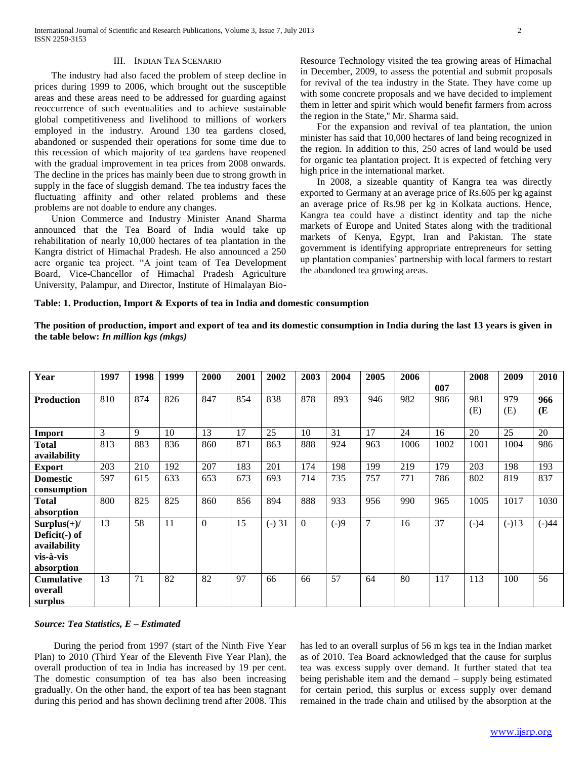### III. INDIAN TEA SCENARIO

The industry had also faced the problem of steep decline in prices during 1999 to 2006, which brought out the susceptible areas and these areas need to be addressed for guarding against reoccurrence of such eventualities and to achieve sustainable global competitiveness and livelihood to millions of workers employed in the industry. Around 130 tea gardens closed, abandoned or suspended their operations for some time due to this recession of which majority of tea gardens have reopened with the gradual improvement in tea prices from 2008 onwards. The decline in the prices has mainly been due to strong growth in supply in the face of sluggish demand. The tea industry faces the fluctuating affinity and other related problems and these problems are not doable to endure any changes.

Union Commerce and Industry Minister Anand Sharma announced that the Tea Board of India would take up rehabilitation of nearly 10,000 hectares of tea plantation in the Kangra district of Himachal Pradesh. He also announced a 250 acre organic tea project. "A joint team of Tea Development Board, Vice-Chancellor of Himachal Pradesh Agriculture University, Palampur, and Director, Institute of Himalayan Bio-Resource Technology visited the tea growing areas of Himachal in December, 2009, to assess the potential and submit proposals for revival of the tea industry in the State. They have come up with some concrete proposals and we have decided to implement them in letter and spirit which would benefit farmers from across the region in the State," Mr. Sharma said.

For the expansion and revival of tea plantation, the union minister has said that 10,000 hectares of land being recognized in the region. In addition to this, 250 acres of land would be used for organic tea plantation project. It is expected of fetching very high price in the international market.

In 2008, a sizeable quantity of Kangra tea was directly exported to Germany at an average price of Rs.605 per kg against an average price of Rs.98 per kg in Kolkata auctions. Hence, Kangra tea could have a distinct identity and tap the niche markets of Europe and United States along with the traditional markets of Kenya, Egypt, Iran and Pakistan. The state government is identifying appropriate entrepreneurs for setting up plantation companies' partnership with local farmers to restart the abandoned tea growing areas.

**Table: 1. Production, Import & Exports of tea in India and domestic consumption**

**The position of production, import and export of tea and its domestic consumption in India during the last 13 years is given in the table below:** ***In million kgs (mkgs)***

| Year | 1997 | 1998 | 1999 | 2000 | 2001 | 2002 | 2003 | 2004 | 2005 | 2006 | 007 | 2008 | 2009 | 2010 |
|---|---|---|---|---|---|---|---|---|---|---|---|---|---|---|
| **Production** | 810 | 874 | 826 | 847 | 854 | 838 | 878 | 893 | 946 | 982 | 986 | 981 (E) | 979 (E) | 966 (E |
| **Import** | 3 | 9 | 10 | 13 | 17 | 25 | 10 | 31 | 17 | 24 | 16 | 20 | 25 | 20 |
| **Total availability** | 813 | 883 | 836 | 860 | 871 | 863 | 888 | 924 | 963 | 1006 | 1002 | 1001 | 1004 | 986 |
| **Export** | 203 | 210 | 192 | 207 | 183 | 201 | 174 | 198 | 199 | 219 | 179 | 203 | 198 | 193 |
| **Domestic consumption** | 597 | 615 | 633 | 653 | 673 | 693 | 714 | 735 | 757 | 771 | 786 | 802 | 819 | 837 |
| **Total absorption** | 800 | 825 | 825 | 860 | 856 | 894 | 888 | 933 | 956 | 990 | 965 | 1005 | 1017 | 1030 |
| **Surplus(+)/ Deficit(-) of availability vis-à-vis absorption** | 13 | 58 | 11 | 0 | 15 | (-) 31 | 0 | (-)9 | 7 | 16 | 37 | (-)4 | (-)13 | (-)44 |
| **Cumulative overall surplus** | 13 | 71 | 82 | 82 | 97 | 66 | 66 | 57 | 64 | 80 | 117 | 113 | 100 | 56 |

***Source: Tea Statistics, E – Estimated***

During the period from 1997 (start of the Ninth Five Year Plan) to 2010 (Third Year of the Eleventh Five Year Plan), the overall production of tea in India has increased by 19 per cent. The domestic consumption of tea has also been increasing gradually. On the other hand, the export of tea has been stagnant during this period and has shown declining trend after 2008. This has led to an overall surplus of 56 m kgs tea in the Indian market as of 2010. Tea Board acknowledged that the cause for surplus tea was excess supply over demand. It further stated that tea being perishable item and the demand – supply being estimated for certain period, this surplus or excess supply over demand remained in the trade chain and utilised by the absorption at the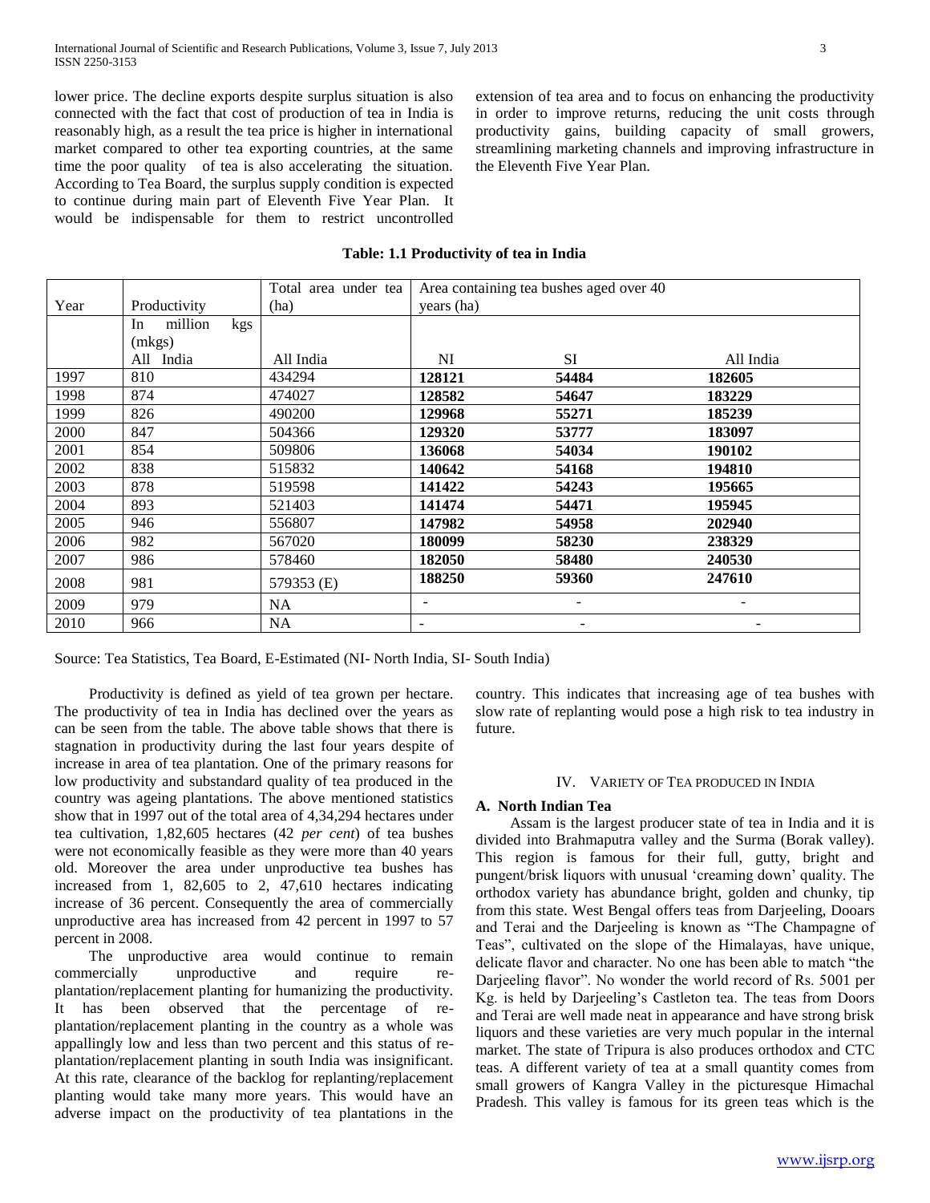lower price. The decline exports despite surplus situation is also connected with the fact that cost of production of tea in India is reasonably high, as a result the tea price is higher in international market compared to other tea exporting countries, at the same time the poor quality of tea is also accelerating the situation. According to Tea Board, the surplus supply condition is expected to continue during main part of Eleventh Five Year Plan. It would be indispensable for them to restrict uncontrolled extension of tea area and to focus on enhancing the productivity in order to improve returns, reducing the unit costs through productivity gains, building capacity of small growers, streamlining marketing channels and improving infrastructure in the Eleventh Five Year Plan.

**Table: 1.1 Productivity of tea in India**

| Year | Productivity | Total area under tea (ha) | Area containing tea bushes aged over 40 years (ha) | | |
|---|---|---|---|---|---|
| | In million kgs (mkgs) | | | | |
| | All India | All India | NI | SI | All India |
| 1997 | 810 | 434294 | **128121** | **54484** | **182605** |
| 1998 | 874 | 474027 | **128582** | **54647** | **183229** |
| 1999 | 826 | 490200 | **129968** | **55271** | **185239** |
| 2000 | 847 | 504366 | **129320** | **53777** | **183097** |
| 2001 | 854 | 509806 | **136068** | **54034** | **190102** |
| 2002 | 838 | 515832 | **140642** | **54168** | **194810** |
| 2003 | 878 | 519598 | **141422** | **54243** | **195665** |
| 2004 | 893 | 521403 | **141474** | **54471** | **195945** |
| 2005 | 946 | 556807 | **147982** | **54958** | **202940** |
| 2006 | 982 | 567020 | **180099** | **58230** | **238329** |
| 2007 | 986 | 578460 | **182050** | **58480** | **240530** |
| 2008 | 981 | 579353 (E) | **188250** | **59360** | **247610** |
| 2009 | 979 | NA | - | - | - |
| 2010 | 966 | NA | - | - | - |

Source: Tea Statistics, Tea Board, E-Estimated (NI- North India, SI- South India)

Productivity is defined as yield of tea grown per hectare. The productivity of tea in India has declined over the years as can be seen from the table. The above table shows that there is stagnation in productivity during the last four years despite of increase in area of tea plantation. One of the primary reasons for low productivity and substandard quality of tea produced in the country was ageing plantations. The above mentioned statistics show that in 1997 out of the total area of 4,34,294 hectares under tea cultivation, 1,82,605 hectares (42 *per cent*) of tea bushes were not economically feasible as they were more than 40 years old. Moreover the area under unproductive tea bushes has increased from 1, 82,605 to 2, 47,610 hectares indicating increase of 36 percent. Consequently the area of commercially unproductive area has increased from 42 percent in 1997 to 57 percent in 2008.

The unproductive area would continue to remain commercially unproductive and require re-plantation/replacement planting for humanizing the productivity. It has been observed that the percentage of re-plantation/replacement planting in the country as a whole was appallingly low and less than two percent and this status of re-plantation/replacement planting in south India was insignificant. At this rate, clearance of the backlog for replanting/replacement planting would take many more years. This would have an adverse impact on the productivity of tea plantations in the country. This indicates that increasing age of tea bushes with slow rate of replanting would pose a high risk to tea industry in future.

## IV. Variety of Tea produced in India

### A. North Indian Tea

Assam is the largest producer state of tea in India and it is divided into Brahmaputra valley and the Surma (Borak valley). This region is famous for their full, gutty, bright and pungent/brisk liquors with unusual 'creaming down' quality. The orthodox variety has abundance bright, golden and chunky, tip from this state. West Bengal offers teas from Darjeeling, Dooars and Terai and the Darjeeling is known as "The Champagne of Teas", cultivated on the slope of the Himalayas, have unique, delicate flavor and character. No one has been able to match "the Darjeeling flavor". No wonder the world record of Rs. 5001 per Kg. is held by Darjeeling's Castleton tea. The teas from Doors and Terai are well made neat in appearance and have strong brisk liquors and these varieties are very much popular in the internal market. The state of Tripura is also produces orthodox and CTC teas. A different variety of tea at a small quantity comes from small growers of Kangra Valley in the picturesque Himachal Pradesh. This valley is famous for its green teas which is the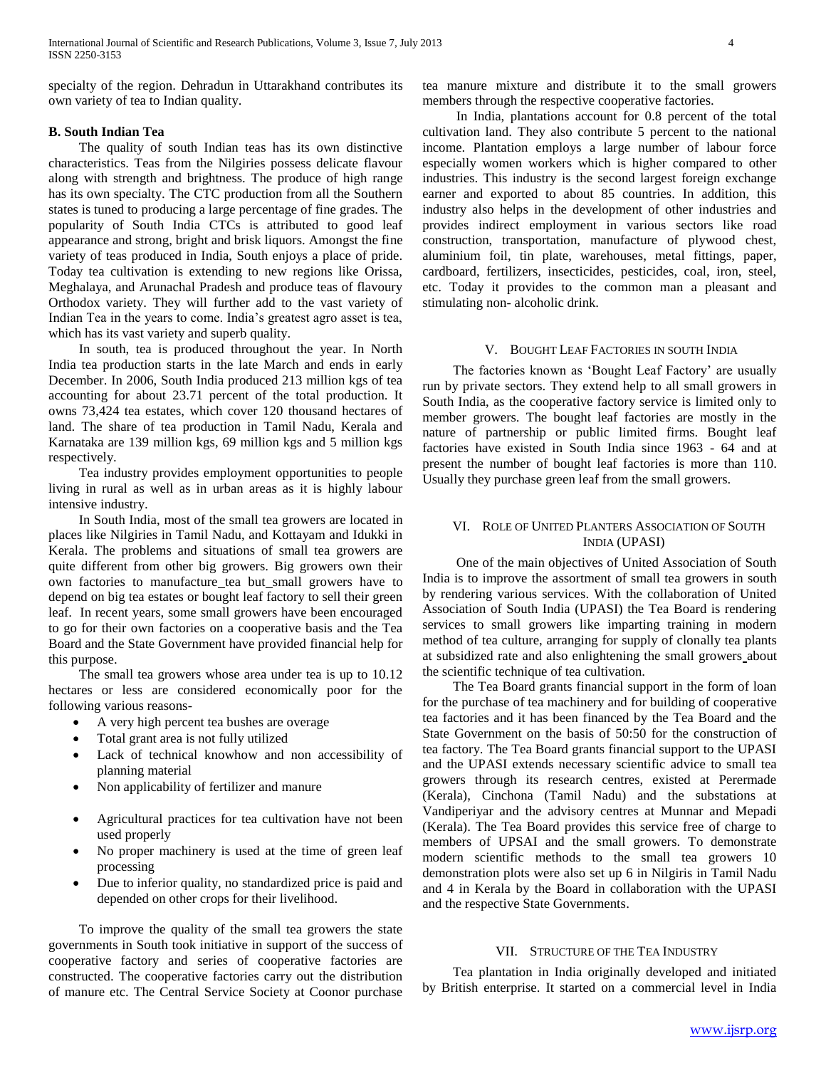specialty of the region. Dehradun in Uttarakhand contributes its own variety of tea to Indian quality.

**B. South Indian Tea**

The quality of south Indian teas has its own distinctive characteristics. Teas from the Nilgiries possess delicate flavour along with strength and brightness. The produce of high range has its own specialty. The CTC production from all the Southern states is tuned to producing a large percentage of fine grades. The popularity of South India CTCs is attributed to good leaf appearance and strong, bright and brisk liquors. Amongst the fine variety of teas produced in India, South enjoys a place of pride. Today tea cultivation is extending to new regions like Orissa, Meghalaya, and Arunachal Pradesh and produce teas of flavoury Orthodox variety. They will further add to the vast variety of Indian Tea in the years to come. India's greatest agro asset is tea, which has its vast variety and superb quality.

In south, tea is produced throughout the year. In North India tea production starts in the late March and ends in early December. In 2006, South India produced 213 million kgs of tea accounting for about 23.71 percent of the total production. It owns 73,424 tea estates, which cover 120 thousand hectares of land. The share of tea production in Tamil Nadu, Kerala and Karnataka are 139 million kgs, 69 million kgs and 5 million kgs respectively.

Tea industry provides employment opportunities to people living in rural as well as in urban areas as it is highly labour intensive industry.

In South India, most of the small tea growers are located in places like Nilgiries in Tamil Nadu, and Kottayam and Idukki in Kerala. The problems and situations of small tea growers are quite different from other big growers. Big growers own their own factories to manufacture_tea but_small growers have to depend on big tea estates or bought leaf factory to sell their green leaf. In recent years, some small growers have been encouraged to go for their own factories on a cooperative basis and the Tea Board and the State Government have provided financial help for this purpose.

The small tea growers whose area under tea is up to 10.12 hectares or less are considered economically poor for the following various reasons-

- A very high percent tea bushes are overage
- Total grant area is not fully utilized
- Lack of technical knowhow and non accessibility of planning material
- Non applicability of fertilizer and manure
- Agricultural practices for tea cultivation have not been used properly
- No proper machinery is used at the time of green leaf processing
- Due to inferior quality, no standardized price is paid and depended on other crops for their livelihood.

To improve the quality of the small tea growers the state governments in South took initiative in support of the success of cooperative factory and series of cooperative factories are constructed. The cooperative factories carry out the distribution of manure etc. The Central Service Society at Coonor purchase tea manure mixture and distribute it to the small growers members through the respective cooperative factories.

In India, plantations account for 0.8 percent of the total cultivation land. They also contribute 5 percent to the national income. Plantation employs a large number of labour force especially women workers which is higher compared to other industries. This industry is the second largest foreign exchange earner and exported to about 85 countries. In addition, this industry also helps in the development of other industries and provides indirect employment in various sectors like road construction, transportation, manufacture of plywood chest, aluminium foil, tin plate, warehouses, metal fittings, paper, cardboard, fertilizers, insecticides, pesticides, coal, iron, steel, etc. Today it provides to the common man a pleasant and stimulating non- alcoholic drink.

## V. Bought Leaf Factories in South India

The factories known as 'Bought Leaf Factory' are usually run by private sectors. They extend help to all small growers in South India, as the cooperative factory service is limited only to member growers. The bought leaf factories are mostly in the nature of partnership or public limited firms. Bought leaf factories have existed in South India since 1963 - 64 and at present the number of bought leaf factories is more than 110. Usually they purchase green leaf from the small growers.

## VI. Role of United Planters Association of South India (UPASI)

One of the main objectives of United Association of South India is to improve the assortment of small tea growers in south by rendering various services. With the collaboration of United Association of South India (UPASI) the Tea Board is rendering services to small growers like imparting training in modern method of tea culture, arranging for supply of clonally tea plants at subsidized rate and also enlightening the small growers about the scientific technique of tea cultivation.

The Tea Board grants financial support in the form of loan for the purchase of tea machinery and for building of cooperative tea factories and it has been financed by the Tea Board and the State Government on the basis of 50:50 for the construction of tea factory. The Tea Board grants financial support to the UPASI and the UPASI extends necessary scientific advice to small tea growers through its research centres, existed at Perermade (Kerala), Cinchona (Tamil Nadu) and the substations at Vandiperiyar and the advisory centres at Munnar and Mepadi (Kerala). The Tea Board provides this service free of charge to members of UPSAI and the small growers. To demonstrate modern scientific methods to the small tea growers 10 demonstration plots were also set up 6 in Nilgiris in Tamil Nadu and 4 in Kerala by the Board in collaboration with the UPASI and the respective State Governments.

## VII. Structure of the Tea Industry

Tea plantation in India originally developed and initiated by British enterprise. It started on a commercial level in India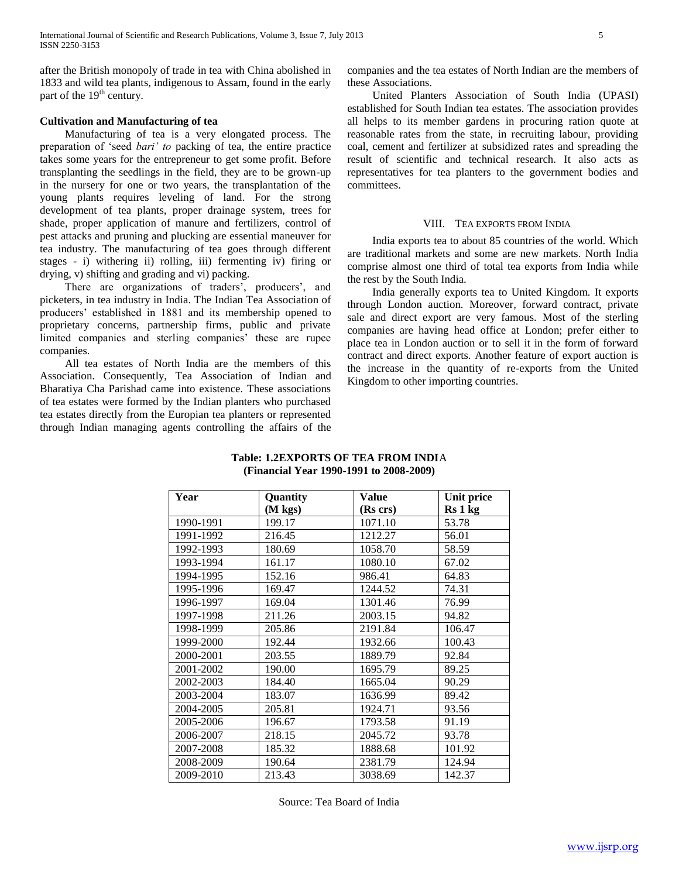after the British monopoly of trade in tea with China abolished in 1833 and wild tea plants, indigenous to Assam, found in the early part of the 19th century.

### Cultivation and Manufacturing of tea

Manufacturing of tea is a very elongated process. The preparation of 'seed *bari' to* packing of tea, the entire practice takes some years for the entrepreneur to get some profit. Before transplanting the seedlings in the field, they are to be grown-up in the nursery for one or two years, the transplantation of the young plants requires leveling of land. For the strong development of tea plants, proper drainage system, trees for shade, proper application of manure and fertilizers, control of pest attacks and pruning and plucking are essential maneuver for tea industry. The manufacturing of tea goes through different stages - i) withering ii) rolling, iii) fermenting iv) firing or drying, v) shifting and grading and vi) packing.

There are organizations of traders', producers', and picketers, in tea industry in India. The Indian Tea Association of producers' established in 1881 and its membership opened to proprietary concerns, partnership firms, public and private limited companies and sterling companies' these are rupee companies.

All tea estates of North India are the members of this Association. Consequently, Tea Association of Indian and Bharatiya Cha Parishad came into existence. These associations of tea estates were formed by the Indian planters who purchased tea estates directly from the Europian tea planters or represented through Indian managing agents controlling the affairs of the companies and the tea estates of North Indian are the members of these Associations.

United Planters Association of South India (UPASI) established for South Indian tea estates. The association provides all helps to its member gardens in procuring ration quote at reasonable rates from the state, in recruiting labour, providing coal, cement and fertilizer at subsidized rates and spreading the result of scientific and technical research. It also acts as representatives for tea planters to the government bodies and committees.

## VIII. Tea Exports from India

India exports tea to about 85 countries of the world. Which are traditional markets and some are new markets. North India comprise almost one third of total tea exports from India while the rest by the South India.

India generally exports tea to United Kingdom. It exports through London auction. Moreover, forward contract, private sale and direct export are very famous. Most of the sterling companies are having head office at London; prefer either to place tea in London auction or to sell it in the form of forward contract and direct exports. Another feature of export auction is the increase in the quantity of re-exports from the United Kingdom to other importing countries.

**Table: 1.2EXPORTS OF TEA FROM INDIA**
**(Financial Year 1990-1991 to 2008-2009)**

| Year | Quantity (M kgs) | Value (Rs crs) | Unit price Rs 1 kg |
|---|---|---|---|
| 1990-1991 | 199.17 | 1071.10 | 53.78 |
| 1991-1992 | 216.45 | 1212.27 | 56.01 |
| 1992-1993 | 180.69 | 1058.70 | 58.59 |
| 1993-1994 | 161.17 | 1080.10 | 67.02 |
| 1994-1995 | 152.16 | 986.41 | 64.83 |
| 1995-1996 | 169.47 | 1244.52 | 74.31 |
| 1996-1997 | 169.04 | 1301.46 | 76.99 |
| 1997-1998 | 211.26 | 2003.15 | 94.82 |
| 1998-1999 | 205.86 | 2191.84 | 106.47 |
| 1999-2000 | 192.44 | 1932.66 | 100.43 |
| 2000-2001 | 203.55 | 1889.79 | 92.84 |
| 2001-2002 | 190.00 | 1695.79 | 89.25 |
| 2002-2003 | 184.40 | 1665.04 | 90.29 |
| 2003-2004 | 183.07 | 1636.99 | 89.42 |
| 2004-2005 | 205.81 | 1924.71 | 93.56 |
| 2005-2006 | 196.67 | 1793.58 | 91.19 |
| 2006-2007 | 218.15 | 2045.72 | 93.78 |
| 2007-2008 | 185.32 | 1888.68 | 101.92 |
| 2008-2009 | 190.64 | 2381.79 | 124.94 |
| 2009-2010 | 213.43 | 3038.69 | 142.37 |

Source: Tea Board of India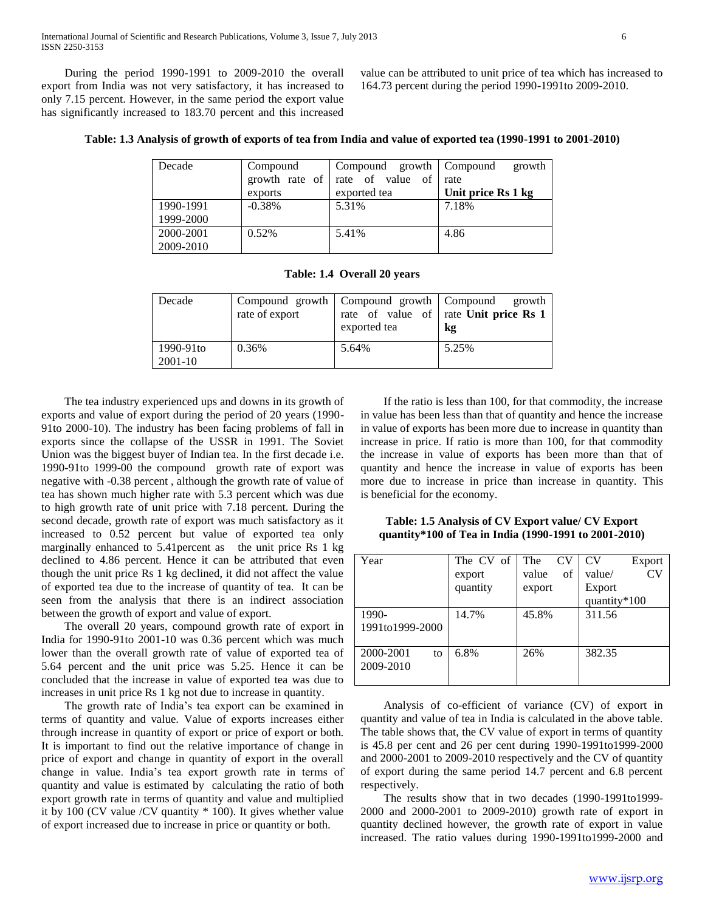During the period 1990-1991 to 2009-2010 the overall export from India was not very satisfactory, it has increased to only 7.15 percent. However, in the same period the export value has significantly increased to 183.70 percent and this increased value can be attributed to unit price of tea which has increased to 164.73 percent during the period 1990-1991to 2009-2010.

**Table: 1.3 Analysis of growth of exports of tea from India and value of exported tea (1990-1991 to 2001-2010)**

| Decade | Compound growth rate of exports | Compound growth rate of value of exported tea | Compound growth rate **Unit price Rs 1 kg** |
|---|---|---|---|
| 1990-1991 1999-2000 | -0.38% | 5.31% | 7.18% |
| 2000-2001 2009-2010 | 0.52% | 5.41% | 4.86 |

**Table: 1.4 Overall 20 years**

| Decade | Compound growth rate of export | Compound growth rate of value of exported tea | Compound growth rate **Unit price Rs 1 kg** |
|---|---|---|---|
| 1990-91to 2001-10 | 0.36% | 5.64% | 5.25% |

The tea industry experienced ups and downs in its growth of exports and value of export during the period of 20 years (1990-91to 2000-10). The industry has been facing problems of fall in exports since the collapse of the USSR in 1991. The Soviet Union was the biggest buyer of Indian tea. In the first decade i.e. 1990-91to 1999-00 the compound growth rate of export was negative with -0.38 percent , although the growth rate of value of tea has shown much higher rate with 5.3 percent which was due to high growth rate of unit price with 7.18 percent. During the second decade, growth rate of export was much satisfactory as it increased to 0.52 percent but value of exported tea only marginally enhanced to 5.41percent as the unit price Rs 1 kg declined to 4.86 percent. Hence it can be attributed that even though the unit price Rs 1 kg declined, it did not affect the value of exported tea due to the increase of quantity of tea. It can be seen from the analysis that there is an indirect association between the growth of export and value of export.

The overall 20 years, compound growth rate of export in India for 1990-91to 2001-10 was 0.36 percent which was much lower than the overall growth rate of value of exported tea of 5.64 percent and the unit price was 5.25. Hence it can be concluded that the increase in value of exported tea was due to increases in unit price Rs 1 kg not due to increase in quantity.

The growth rate of India's tea export can be examined in terms of quantity and value. Value of exports increases either through increase in quantity of export or price of export or both. It is important to find out the relative importance of change in price of export and change in quantity of export in the overall change in value. India's tea export growth rate in terms of quantity and value is estimated by calculating the ratio of both export growth rate in terms of quantity and value and multiplied it by 100 (CV value /CV quantity * 100). It gives whether value of export increased due to increase in price or quantity or both.

If the ratio is less than 100, for that commodity, the increase in value has been less than that of quantity and hence the increase in value of exports has been more due to increase in quantity than increase in price. If ratio is more than 100, for that commodity the increase in value of exports has been more than that of quantity and hence the increase in value of exports has been more due to increase in price than increase in quantity. This is beneficial for the economy.

**Table: 1.5 Analysis of CV Export value/ CV Export quantity*100 of Tea in India (1990-1991 to 2001-2010)**

| Year | The CV of export quantity | The CV value of export | CV Export value/ CV Export quantity*100 |
|---|---|---|---|
| 1990-1991to1999-2000 | 14.7% | 45.8% | 311.56 |
| 2000-2001 to 2009-2010 | 6.8% | 26% | 382.35 |

Analysis of co-efficient of variance (CV) of export in quantity and value of tea in India is calculated in the above table. The table shows that, the CV value of export in terms of quantity is 45.8 per cent and 26 per cent during 1990-1991to1999-2000 and 2000-2001 to 2009-2010 respectively and the CV of quantity of export during the same period 14.7 percent and 6.8 percent respectively.

The results show that in two decades (1990-1991to1999-2000 and 2000-2001 to 2009-2010) growth rate of export in quantity declined however, the growth rate of export in value increased. The ratio values during 1990-1991to1999-2000 and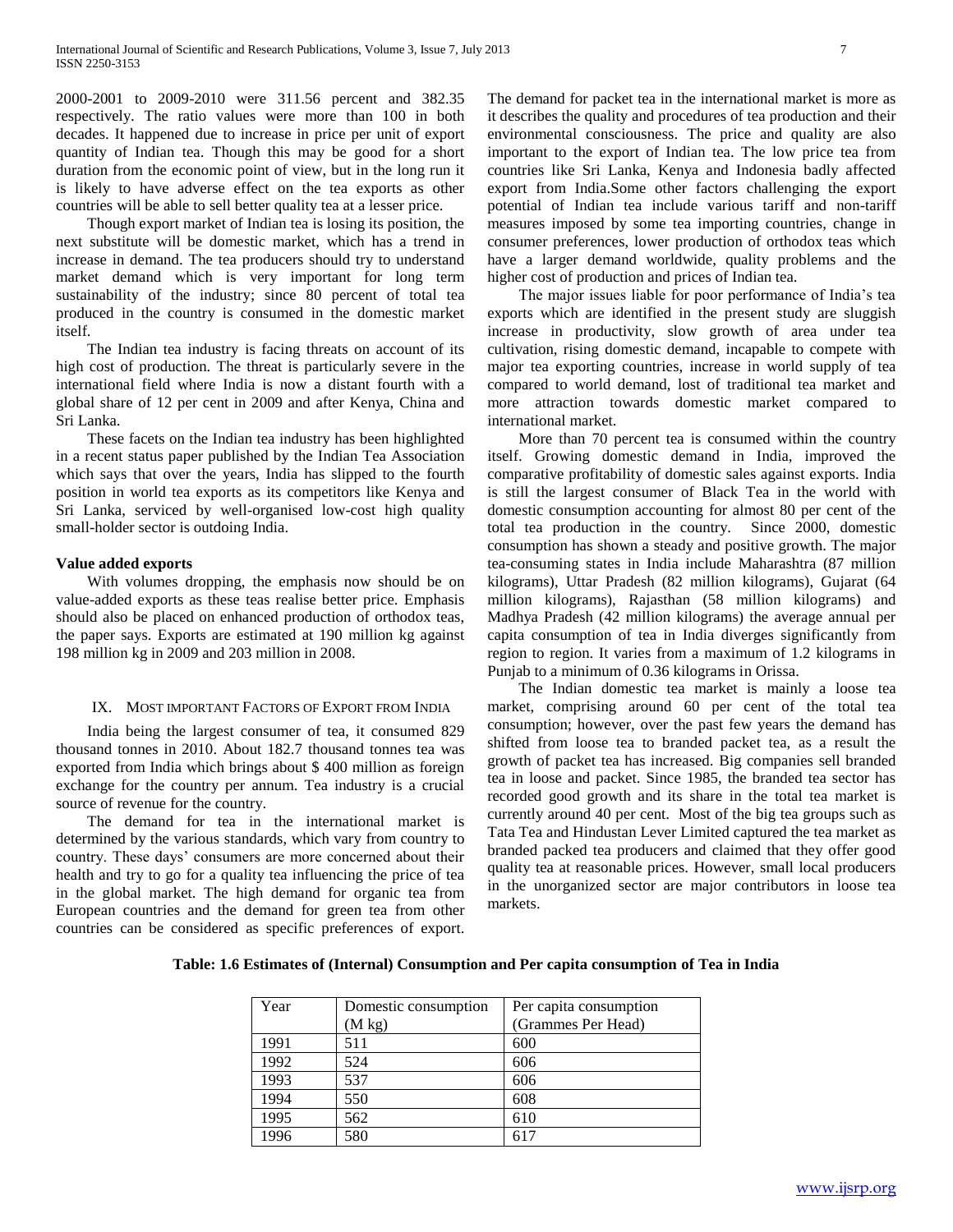2000-2001 to 2009-2010 were 311.56 percent and 382.35 respectively. The ratio values were more than 100 in both decades. It happened due to increase in price per unit of export quantity of Indian tea. Though this may be good for a short duration from the economic point of view, but in the long run it is likely to have adverse effect on the tea exports as other countries will be able to sell better quality tea at a lesser price.

Though export market of Indian tea is losing its position, the next substitute will be domestic market, which has a trend in increase in demand. The tea producers should try to understand market demand which is very important for long term sustainability of the industry; since 80 percent of total tea produced in the country is consumed in the domestic market itself.

The Indian tea industry is facing threats on account of its high cost of production. The threat is particularly severe in the international field where India is now a distant fourth with a global share of 12 per cent in 2009 and after Kenya, China and Sri Lanka.

These facets on the Indian tea industry has been highlighted in a recent status paper published by the Indian Tea Association which says that over the years, India has slipped to the fourth position in world tea exports as its competitors like Kenya and Sri Lanka, serviced by well-organised low-cost high quality small-holder sector is outdoing India.

**Value added exports**

With volumes dropping, the emphasis now should be on value-added exports as these teas realise better price. Emphasis should also be placed on enhanced production of orthodox teas, the paper says. Exports are estimated at 190 million kg against 198 million kg in 2009 and 203 million in 2008.

## IX. Most Important Factors of Export from India

India being the largest consumer of tea, it consumed 829 thousand tonnes in 2010. About 182.7 thousand tonnes tea was exported from India which brings about $ 400 million as foreign exchange for the country per annum. Tea industry is a crucial source of revenue for the country.

The demand for tea in the international market is determined by the various standards, which vary from country to country. These days' consumers are more concerned about their health and try to go for a quality tea influencing the price of tea in the global market. The high demand for organic tea from European countries and the demand for green tea from other countries can be considered as specific preferences of export. The demand for packet tea in the international market is more as it describes the quality and procedures of tea production and their environmental consciousness. The price and quality are also important to the export of Indian tea. The low price tea from countries like Sri Lanka, Kenya and Indonesia badly affected export from India.Some other factors challenging the export potential of Indian tea include various tariff and non-tariff measures imposed by some tea importing countries, change in consumer preferences, lower production of orthodox teas which have a larger demand worldwide, quality problems and the higher cost of production and prices of Indian tea.

The major issues liable for poor performance of India's tea exports which are identified in the present study are sluggish increase in productivity, slow growth of area under tea cultivation, rising domestic demand, incapable to compete with major tea exporting countries, increase in world supply of tea compared to world demand, lost of traditional tea market and more attraction towards domestic market compared to international market.

More than 70 percent tea is consumed within the country itself. Growing domestic demand in India, improved the comparative profitability of domestic sales against exports. India is still the largest consumer of Black Tea in the world with domestic consumption accounting for almost 80 per cent of the total tea production in the country. Since 2000, domestic consumption has shown a steady and positive growth. The major tea-consuming states in India include Maharashtra (87 million kilograms), Uttar Pradesh (82 million kilograms), Gujarat (64 million kilograms), Rajasthan (58 million kilograms) and Madhya Pradesh (42 million kilograms) the average annual per capita consumption of tea in India diverges significantly from region to region. It varies from a maximum of 1.2 kilograms in Punjab to a minimum of 0.36 kilograms in Orissa.

The Indian domestic tea market is mainly a loose tea market, comprising around 60 per cent of the total tea consumption; however, over the past few years the demand has shifted from loose tea to branded packet tea, as a result the growth of packet tea has increased. Big companies sell branded tea in loose and packet. Since 1985, the branded tea sector has recorded good growth and its share in the total tea market is currently around 40 per cent. Most of the big tea groups such as Tata Tea and Hindustan Lever Limited captured the tea market as branded packed tea producers and claimed that they offer good quality tea at reasonable prices. However, small local producers in the unorganized sector are major contributors in loose tea markets.

**Table: 1.6 Estimates of (Internal) Consumption and Per capita consumption of Tea in India**

| Year | Domestic consumption (M kg) | Per capita consumption (Grammes Per Head) |
|---|---|---|
| 1991 | 511 | 600 |
| 1992 | 524 | 606 |
| 1993 | 537 | 606 |
| 1994 | 550 | 608 |
| 1995 | 562 | 610 |
| 1996 | 580 | 617 |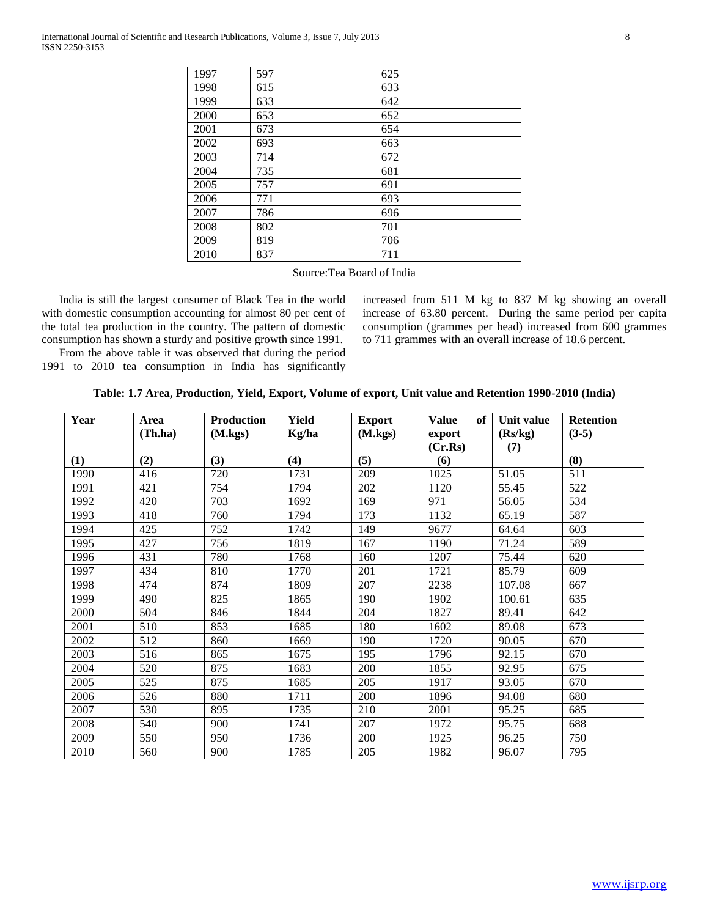| | | |
|---|---|---|
| 1997 | 597 | 625 |
| 1998 | 615 | 633 |
| 1999 | 633 | 642 |
| 2000 | 653 | 652 |
| 2001 | 673 | 654 |
| 2002 | 693 | 663 |
| 2003 | 714 | 672 |
| 2004 | 735 | 681 |
| 2005 | 757 | 691 |
| 2006 | 771 | 693 |
| 2007 | 786 | 696 |
| 2008 | 802 | 701 |
| 2009 | 819 | 706 |
| 2010 | 837 | 711 |

Source:Tea Board of India

India is still the largest consumer of Black Tea in the world with domestic consumption accounting for almost 80 per cent of the total tea production in the country. The pattern of domestic consumption has shown a sturdy and positive growth since 1991.

From the above table it was observed that during the period 1991 to 2010 tea consumption in India has significantly increased from 511 M kg to 837 M kg showing an overall increase of 63.80 percent. During the same period per capita consumption (grammes per head) increased from 600 grammes to 711 grammes with an overall increase of 18.6 percent.

**Table: 1.7 Area, Production, Yield, Export, Volume of export, Unit value and Retention 1990-2010 (India)**

| Year | Area (Th.ha) | Production (M.kgs) | Yield Kg/ha | Export (M.kgs) | Value of export (Cr.Rs) | Unit value (Rs/kg) | Retention (3-5) |
|---|---|---|---|---|---|---|---|
| **(1)** | **(2)** | **(3)** | **(4)** | **(5)** | **(6)** | **(7)** | **(8)** |
| 1990 | 416 | 720 | 1731 | 209 | 1025 | 51.05 | 511 |
| 1991 | 421 | 754 | 1794 | 202 | 1120 | 55.45 | 522 |
| 1992 | 420 | 703 | 1692 | 169 | 971 | 56.05 | 534 |
| 1993 | 418 | 760 | 1794 | 173 | 1132 | 65.19 | 587 |
| 1994 | 425 | 752 | 1742 | 149 | 9677 | 64.64 | 603 |
| 1995 | 427 | 756 | 1819 | 167 | 1190 | 71.24 | 589 |
| 1996 | 431 | 780 | 1768 | 160 | 1207 | 75.44 | 620 |
| 1997 | 434 | 810 | 1770 | 201 | 1721 | 85.79 | 609 |
| 1998 | 474 | 874 | 1809 | 207 | 2238 | 107.08 | 667 |
| 1999 | 490 | 825 | 1865 | 190 | 1902 | 100.61 | 635 |
| 2000 | 504 | 846 | 1844 | 204 | 1827 | 89.41 | 642 |
| 2001 | 510 | 853 | 1685 | 180 | 1602 | 89.08 | 673 |
| 2002 | 512 | 860 | 1669 | 190 | 1720 | 90.05 | 670 |
| 2003 | 516 | 865 | 1675 | 195 | 1796 | 92.15 | 670 |
| 2004 | 520 | 875 | 1683 | 200 | 1855 | 92.95 | 675 |
| 2005 | 525 | 875 | 1685 | 205 | 1917 | 93.05 | 670 |
| 2006 | 526 | 880 | 1711 | 200 | 1896 | 94.08 | 680 |
| 2007 | 530 | 895 | 1735 | 210 | 2001 | 95.25 | 685 |
| 2008 | 540 | 900 | 1741 | 207 | 1972 | 95.75 | 688 |
| 2009 | 550 | 950 | 1736 | 200 | 1925 | 96.25 | 750 |
| 2010 | 560 | 900 | 1785 | 205 | 1982 | 96.07 | 795 |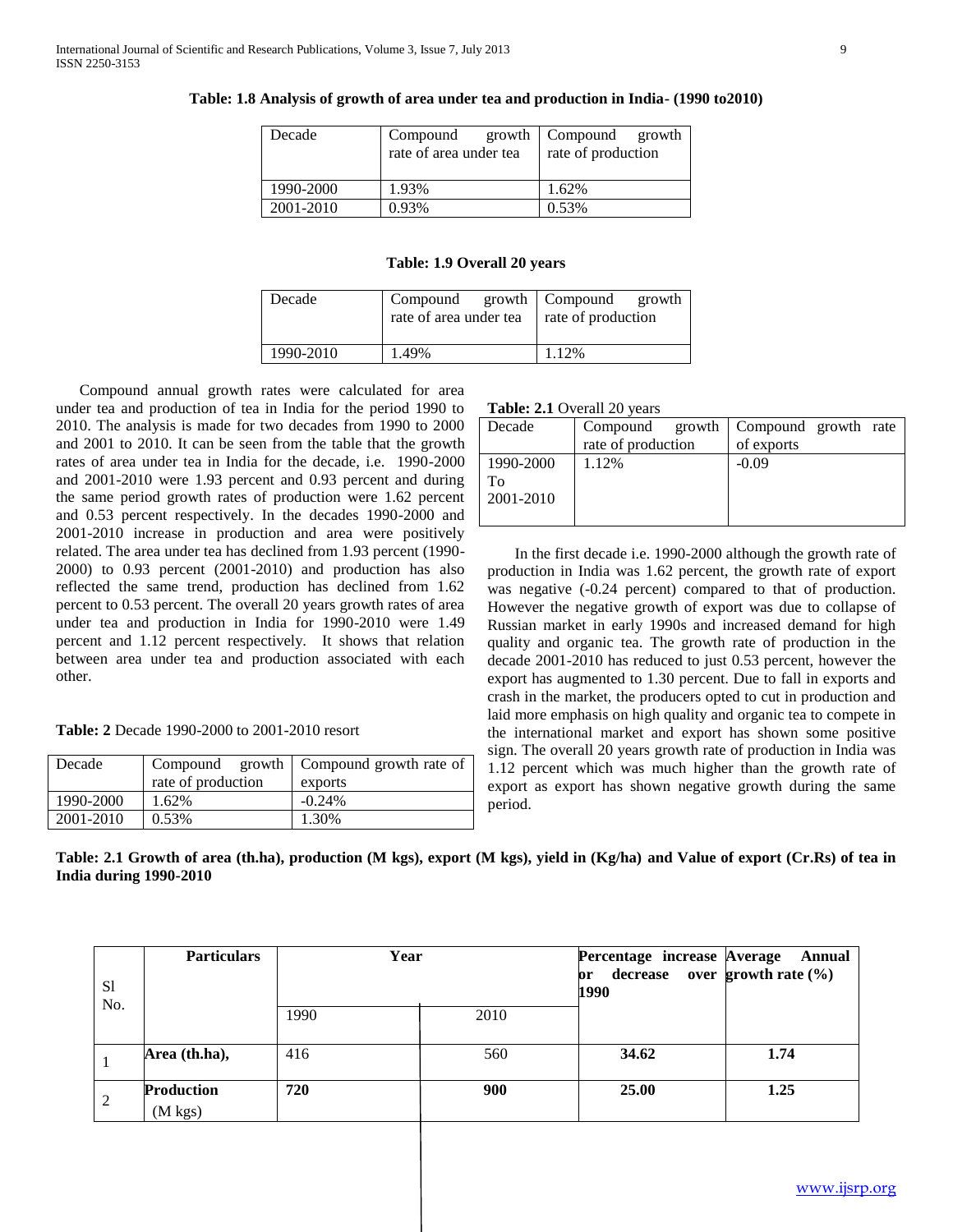**Table: 1.8 Analysis of growth of area under tea and production in India- (1990 to2010)**

| Decade | Compound growth rate of area under tea | Compound growth rate of production |
|---|---|---|
| 1990-2000 | 1.93% | 1.62% |
| 2001-2010 | 0.93% | 0.53% |

**Table: 1.9 Overall 20 years**

| Decade | Compound growth rate of area under tea | Compound growth rate of production |
|---|---|---|
| 1990-2010 | 1.49% | 1.12% |

Compound annual growth rates were calculated for area under tea and production of tea in India for the period 1990 to 2010. The analysis is made for two decades from 1990 to 2000 and 2001 to 2010. It can be seen from the table that the growth rates of area under tea in India for the decade, i.e. 1990-2000 and 2001-2010 were 1.93 percent and 0.93 percent and during the same period growth rates of production were 1.62 percent and 0.53 percent respectively. In the decades 1990-2000 and 2001-2010 increase in production and area were positively related. The area under tea has declined from 1.93 percent (1990-2000) to 0.93 percent (2001-2010) and production has also reflected the same trend, production has declined from 1.62 percent to 0.53 percent. The overall 20 years growth rates of area under tea and production in India for 1990-2010 were 1.49 percent and 1.12 percent respectively. It shows that relation between area under tea and production associated with each other.

**Table: 2** Decade 1990-2000 to 2001-2010 resort

| Decade | Compound growth rate of production | Compound growth rate of exports |
|---|---|---|
| 1990-2000 | 1.62% | -0.24% |
| 2001-2010 | 0.53% | 1.30% |

**Table: 2.1** Overall 20 years

| Decade | Compound growth rate of production | Compound growth rate of exports |
|---|---|---|
| 1990-2000 To 2001-2010 | 1.12% | -0.09 |

In the first decade i.e. 1990-2000 although the growth rate of production in India was 1.62 percent, the growth rate of export was negative (-0.24 percent) compared to that of production. However the negative growth of export was due to collapse of Russian market in early 1990s and increased demand for high quality and organic tea. The growth rate of production in the decade 2001-2010 has reduced to just 0.53 percent, however the export has augmented to 1.30 percent. Due to fall in exports and crash in the market, the producers opted to cut in production and laid more emphasis on high quality and organic tea to compete in the international market and export has shown some positive sign. The overall 20 years growth rate of production in India was 1.12 percent which was much higher than the growth rate of export as export has shown negative growth during the same period.

**Table: 2.1 Growth of area (th.ha), production (M kgs), export (M kgs), yield in (Kg/ha) and Value of export (Cr.Rs) of tea in India during 1990-2010**

| Sl No. | Particulars | Year | | Percentage increase or decrease over 1990 | Average Annual growth rate (%) |
|---|---|---|---|---|---|
| | | 1990 | 2010 | | |
| 1 | **Area (th.ha),** | 416 | 560 | **34.62** | **1.74** |
| 2 | **Production** (M kgs) | **720** | **900** | **25.00** | **1.25** |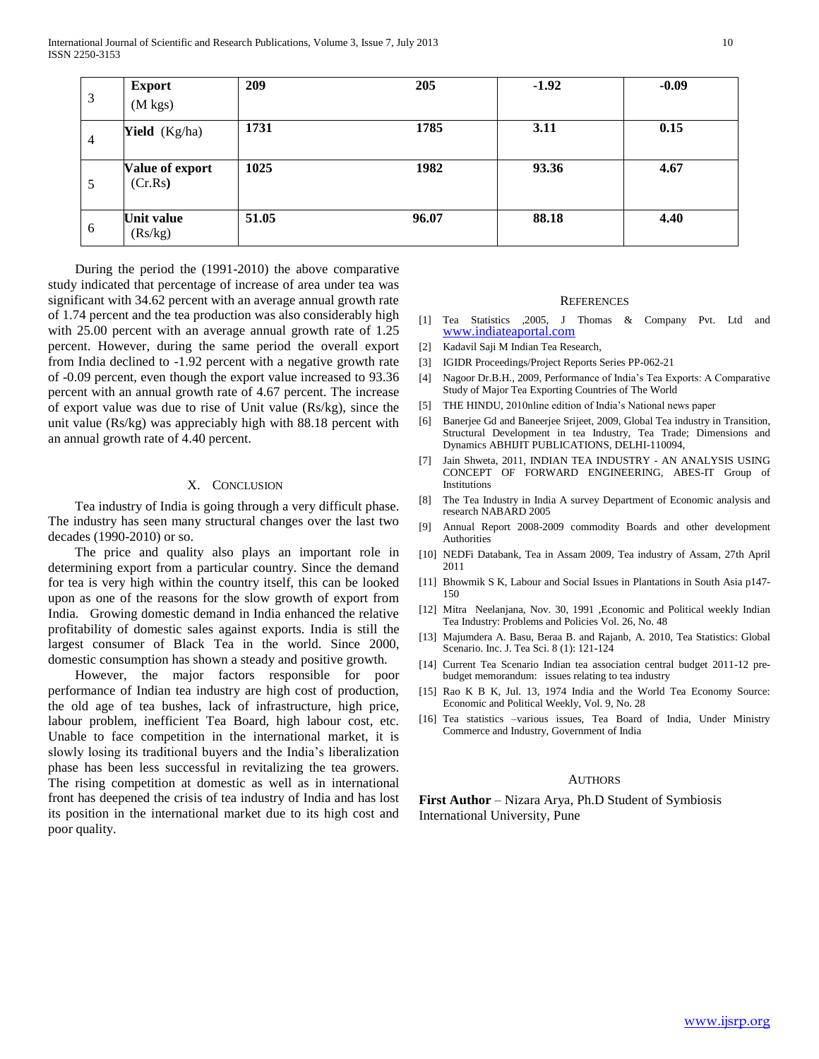| | | | | | |
|---|---|---|---|---|---|
| 3 | **Export** (M kgs) | **209** | **205** | **-1.92** | **-0.09** |
| 4 | **Yield** (Kg/ha) | **1731** | **1785** | **3.11** | **0.15** |
| 5 | **Value of export** (Cr.Rs) | **1025** | **1982** | **93.36** | **4.67** |
| 6 | **Unit value** (Rs/kg) | **51.05** | **96.07** | **88.18** | **4.40** |

During the period the (1991-2010) the above comparative study indicated that percentage of increase of area under tea was significant with 34.62 percent with an average annual growth rate of 1.74 percent and the tea production was also considerably high with 25.00 percent with an average annual growth rate of 1.25 percent. However, during the same period the overall export from India declined to -1.92 percent with a negative growth rate of -0.09 percent, even though the export value increased to 93.36 percent with an annual growth rate of 4.67 percent. The increase of export value was due to rise of Unit value (Rs/kg), since the unit value (Rs/kg) was appreciably high with 88.18 percent with an annual growth rate of 4.40 percent.

## X. Conclusion

Tea industry of India is going through a very difficult phase. The industry has seen many structural changes over the last two decades (1990-2010) or so.

The price and quality also plays an important role in determining export from a particular country. Since the demand for tea is very high within the country itself, this can be looked upon as one of the reasons for the slow growth of export from India. Growing domestic demand in India enhanced the relative profitability of domestic sales against exports. India is still the largest consumer of Black Tea in the world. Since 2000, domestic consumption has shown a steady and positive growth.

However, the major factors responsible for poor performance of Indian tea industry are high cost of production, the old age of tea bushes, lack of infrastructure, high price, labour problem, inefficient Tea Board, high labour cost, etc. Unable to face competition in the international market, it is slowly losing its traditional buyers and the India's liberalization phase has been less successful in revitalizing the tea growers. The rising competition at domestic as well as in international front has deepened the crisis of tea industry of India and has lost its position in the international market due to its high cost and poor quality.

## References

[1] Tea Statistics ,2005, J Thomas & Company Pvt. Ltd and www.indiateaportal.com

[2] Kadavil Saji M Indian Tea Research,

[3] IGIDR Proceedings/Project Reports Series PP-062-21

[4] Nagoor Dr.B.H., 2009, Performance of India's Tea Exports: A Comparative Study of Major Tea Exporting Countries of The World

[5] THE HINDU, 2010nline edition of India's National news paper

[6] Banerjee Gd and Baneerjee Srijeet, 2009, Global Tea industry in Transition, Structural Development in tea Industry, Tea Trade; Dimensions and Dynamics ABHIJIT PUBLICATIONS, DELHI-110094,

[7] Jain Shweta, 2011, INDIAN TEA INDUSTRY - AN ANALYSIS USING CONCEPT OF FORWARD ENGINEERING, ABES-IT Group of Institutions

[8] The Tea Industry in India A survey Department of Economic analysis and research NABARD 2005

[9] Annual Report 2008-2009 commodity Boards and other development Authorities

[10] NEDFi Databank, Tea in Assam 2009, Tea industry of Assam, 27th April 2011

[11] Bhowmik S K, Labour and Social Issues in Plantations in South Asia p147-150

[12] Mitra Neelanjana, Nov. 30, 1991 ,Economic and Political weekly Indian Tea Industry: Problems and Policies Vol. 26, No. 48

[13] Majumdera A. Basu, Beraa B. and Rajanb, A. 2010, Tea Statistics: Global Scenario. Inc. J. Tea Sci. 8 (1): 121-124

[14] Current Tea Scenario Indian tea association central budget 2011-12 pre-budget memorandum: issues relating to tea industry

[15] Rao K B K, Jul. 13, 1974 India and the World Tea Economy Source: Economic and Political Weekly, Vol. 9, No. 28

[16] Tea statistics –various issues, Tea Board of India, Under Ministry Commerce and Industry, Government of India

## Authors

**First Author** – Nizara Arya, Ph.D Student of Symbiosis International University, Pune